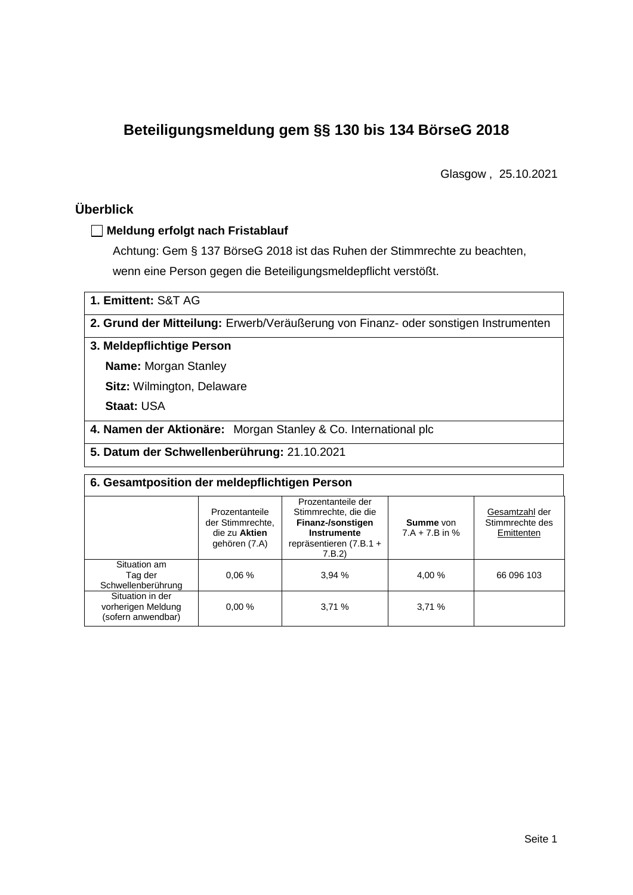# Beteiligungsmeldung gem §§ 130 bis 134 BörseG 2018

Glasgow , 25.10.2021

## Überblick

☐ **Meldung erfolgt nach Fristablauf**

Achtung: Gem § 137 BörseG 2018 ist das Ruhen der Stimmrechte zu beachten, wenn eine Person gegen die Beteiligungsmeldepflicht verstößt.

**1. Emittent:** S&T AG

**2. Grund der Mitteilung:** Erwerb/Veräußerung von Finanz- oder sonstigen Instrumenten

**3. Meldepflichtige Person**

**Name:** Morgan Stanley

**Sitz:** Wilmington, Delaware

**Staat:** USA

**4. Namen der Aktionäre:** Morgan Stanley & Co. International plc

**5. Datum der Schwellenberührung:** 21.10.2021

**6. Gesamtposition der meldepflichtigen Person**

| | Prozentanteile der Stimmrechte, die zu **Aktien** gehören (7.A) | Prozentanteile der Stimmrechte, die die **Finanz-/sonstigen Instrumente** repräsentieren (7.B.1 + 7.B.2) | **Summe** von 7.A + 7.B in % | Gesamtzahl der Stimmrechte des Emittenten |
|---|---|---|---|---|
| Situation am Tag der Schwellenberührung | 0,06 % | 3,94 % | 4,00 % | 66 096 103 |
| Situation in der vorherigen Meldung (sofern anwendbar) | 0,00 % | 3,71 % | 3,71 % | |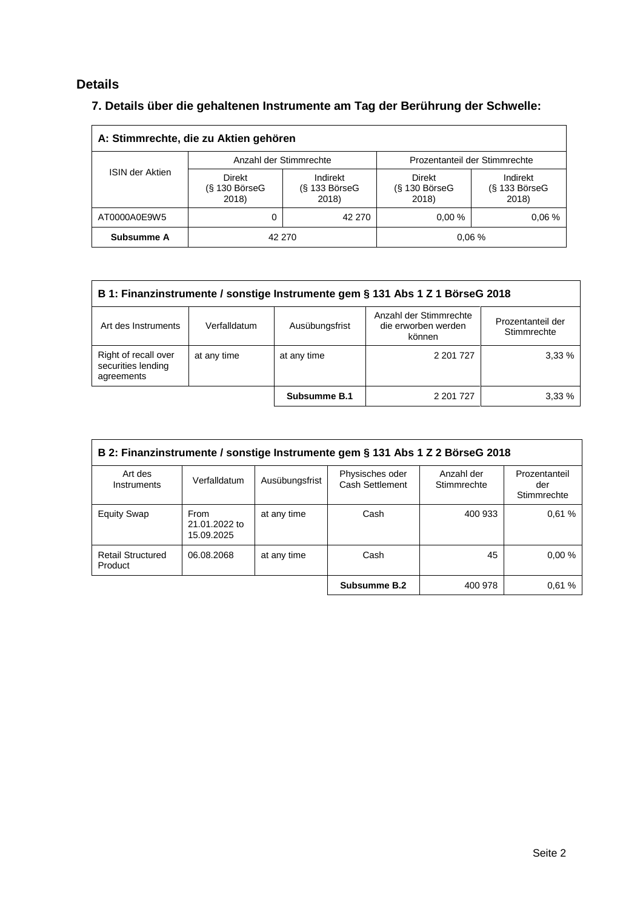## Details

### 7. Details über die gehaltenen Instrumente am Tag der Berührung der Schwelle:

| A: Stimmrechte, die zu Aktien gehören | | | | |
|---|---|---|---|---|
| ISIN der Aktien | Anzahl der Stimmrechte | | Prozentanteil der Stimmrechte | |
| | Direkt (§ 130 BörseG 2018) | Indirekt (§ 133 BörseG 2018) | Direkt (§ 130 BörseG 2018) | Indirekt (§ 133 BörseG 2018) |
| AT0000A0E9W5 | 0 | 42 270 | 0,00 % | 0,06 % |
| **Subsumme A** | 42 270 | | 0,06 % | |

| B 1: Finanzinstrumente / sonstige Instrumente gem § 131 Abs 1 Z 1 BörseG 2018 | | | | |
|---|---|---|---|---|
| Art des Instruments | Verfalldatum | Ausübungsfrist | Anzahl der Stimmrechte die erworben werden können | Prozentanteil der Stimmrechte |
| Right of recall over securities lending agreements | at any time | at any time | 2 201 727 | 3,33 % |
| | | **Subsumme B.1** | 2 201 727 | 3,33 % |

| B 2: Finanzinstrumente / sonstige Instrumente gem § 131 Abs 1 Z 2 BörseG 2018 | | | | | |
|---|---|---|---|---|---|
| Art des Instruments | Verfalldatum | Ausübungsfrist | Physisches oder Cash Settlement | Anzahl der Stimmrechte | Prozentanteil der Stimmrechte |
| Equity Swap | From 21.01.2022 to 15.09.2025 | at any time | Cash | 400 933 | 0,61 % |
| Retail Structured Product | 06.08.2068 | at any time | Cash | 45 | 0,00 % |
| | | | **Subsumme B.2** | 400 978 | 0,61 % |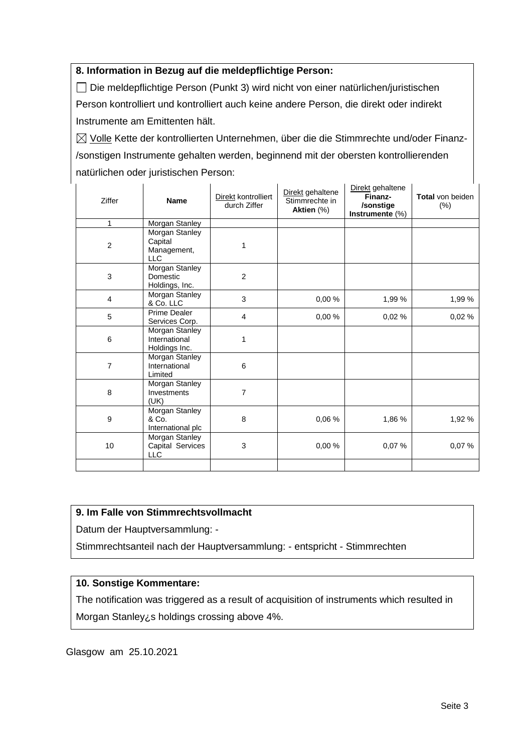**8. Information in Bezug auf die meldepflichtige Person:**

☐ Die meldepflichtige Person (Punkt 3) wird nicht von einer natürlichen/juristischen Person kontrolliert und kontrolliert auch keine andere Person, die direkt oder indirekt Instrumente am Emittenten hält.

☒ Volle Kette der kontrollierten Unternehmen, über die die Stimmrechte und/oder Finanz-/sonstigen Instrumente gehalten werden, beginnend mit der obersten kontrollierenden natürlichen oder juristischen Person:

| Ziffer | Name | Direkt kontrolliert durch Ziffer | Direkt gehaltene Stimmrechte in Aktien (%) | Direkt gehaltene Finanz-/sonstige Instrumente (%) | Total von beiden (%) |
|---|---|---|---|---|---|
| 1 | Morgan Stanley | | | | |
| 2 | Morgan Stanley Capital Management, LLC | 1 | | | |
| 3 | Morgan Stanley Domestic Holdings, Inc. | 2 | | | |
| 4 | Morgan Stanley & Co. LLC | 3 | 0,00 % | 1,99 % | 1,99 % |
| 5 | Prime Dealer Services Corp. | 4 | 0,00 % | 0,02 % | 0,02 % |
| 6 | Morgan Stanley International Holdings Inc. | 1 | | | |
| 7 | Morgan Stanley International Limited | 6 | | | |
| 8 | Morgan Stanley Investments (UK) | 7 | | | |
| 9 | Morgan Stanley & Co. International plc | 8 | 0,06 % | 1,86 % | 1,92 % |
| 10 | Morgan Stanley Capital Services LLC | 3 | 0,00 % | 0,07 % | 0,07 % |
| | | | | | |

**9. Im Falle von Stimmrechtsvollmacht**

Datum der Hauptversammlung: -

Stimmrechtsanteil nach der Hauptversammlung: - entspricht - Stimmrechten

**10. Sonstige Kommentare:**

The notification was triggered as a result of acquisition of instruments which resulted in Morgan Stanley¿s holdings crossing above 4%.

Glasgow am 25.10.2021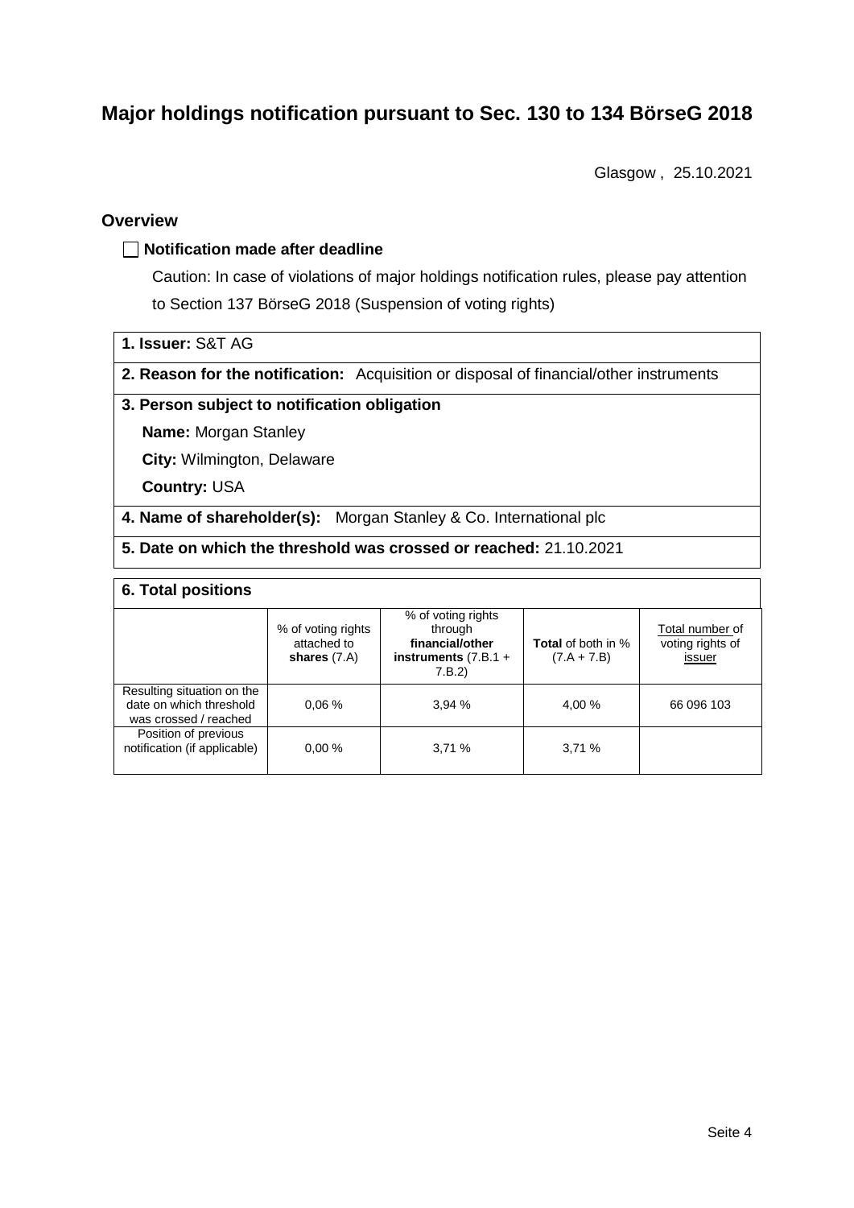# Major holdings notification pursuant to Sec. 130 to 134 BörseG 2018

Glasgow , 25.10.2021

## Overview

☐ **Notification made after deadline**

Caution: In case of violations of major holdings notification rules, please pay attention to Section 137 BörseG 2018 (Suspension of voting rights)

**1. Issuer:** S&T AG

**2. Reason for the notification:** Acquisition or disposal of financial/other instruments

**3. Person subject to notification obligation**

**Name:** Morgan Stanley

**City:** Wilmington, Delaware

**Country:** USA

**4. Name of shareholder(s):** Morgan Stanley & Co. International plc

**5. Date on which the threshold was crossed or reached:** 21.10.2021

**6. Total positions**

| | % of voting rights attached to **shares** (7.A) | % of voting rights through **financial/other instruments** (7.B.1 + 7.B.2) | **Total** of both in % (7.A + 7.B) | Total number of voting rights of issuer |
|---|---|---|---|---|
| Resulting situation on the date on which threshold was crossed / reached | 0,06 % | 3,94 % | 4,00 % | 66 096 103 |
| Position of previous notification (if applicable) | 0,00 % | 3,71 % | 3,71 % | |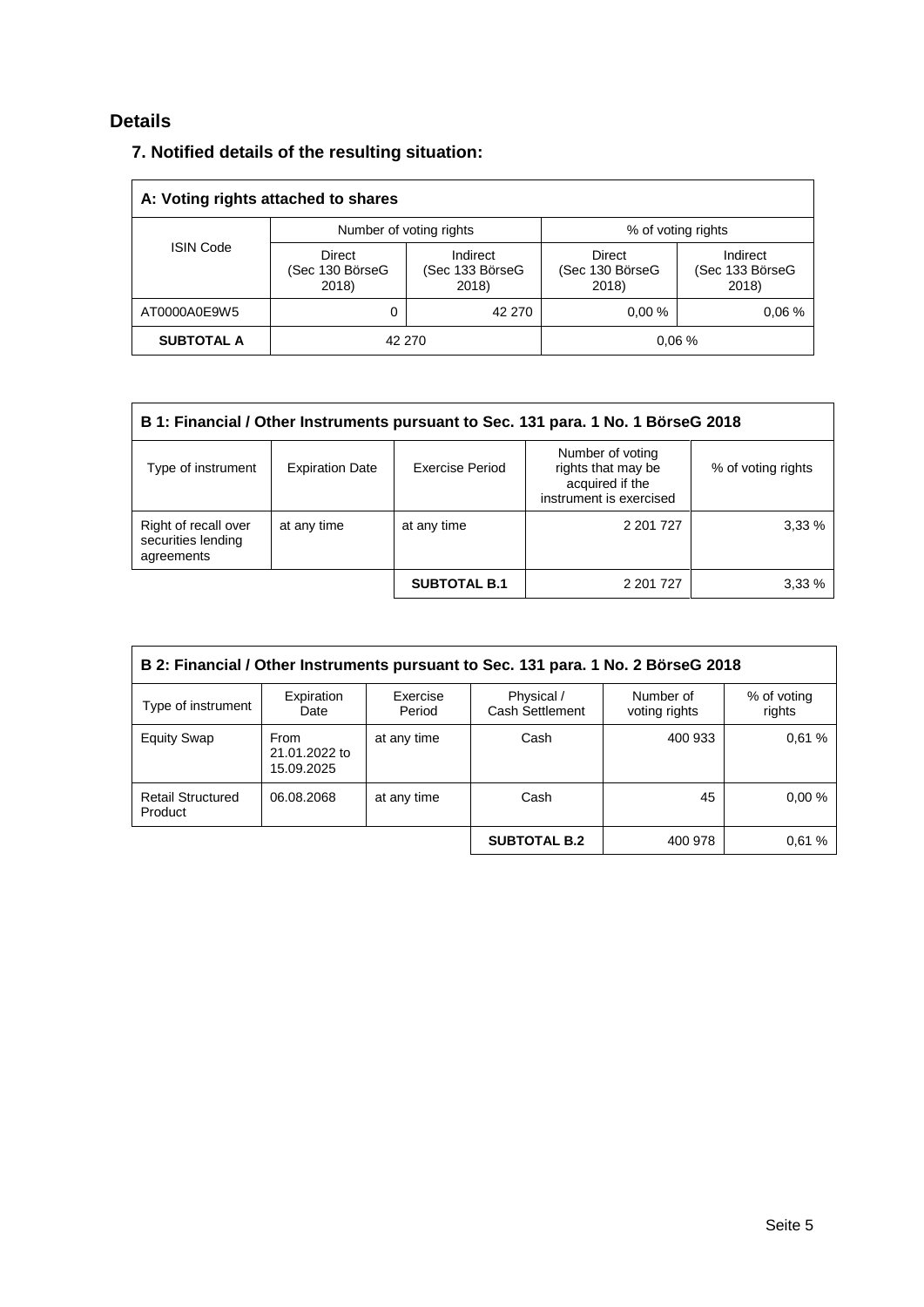## Details

### 7. Notified details of the resulting situation:

| A: Voting rights attached to shares | | | | |
|---|---|---|---|---|
| ISIN Code | Number of voting rights | | % of voting rights | |
| | Direct (Sec 130 BörseG 2018) | Indirect (Sec 133 BörseG 2018) | Direct (Sec 130 BörseG 2018) | Indirect (Sec 133 BörseG 2018) |
| AT0000A0E9W5 | 0 | 42 270 | 0,00 % | 0,06 % |
| **SUBTOTAL A** | 42 270 | | 0,06 % | |

| B 1: Financial / Other Instruments pursuant to Sec. 131 para. 1 No. 1 BörseG 2018 | | | | |
|---|---|---|---|---|
| Type of instrument | Expiration Date | Exercise Period | Number of voting rights that may be acquired if the instrument is exercised | % of voting rights |
| Right of recall over securities lending agreements | at any time | at any time | 2 201 727 | 3,33 % |
| | | **SUBTOTAL B.1** | 2 201 727 | 3,33 % |

| B 2: Financial / Other Instruments pursuant to Sec. 131 para. 1 No. 2 BörseG 2018 | | | | | |
|---|---|---|---|---|---|
| Type of instrument | Expiration Date | Exercise Period | Physical / Cash Settlement | Number of voting rights | % of voting rights |
| Equity Swap | From 21.01.2022 to 15.09.2025 | at any time | Cash | 400 933 | 0,61 % |
| Retail Structured Product | 06.08.2068 | at any time | Cash | 45 | 0,00 % |
| | | | **SUBTOTAL B.2** | 400 978 | 0,61 % |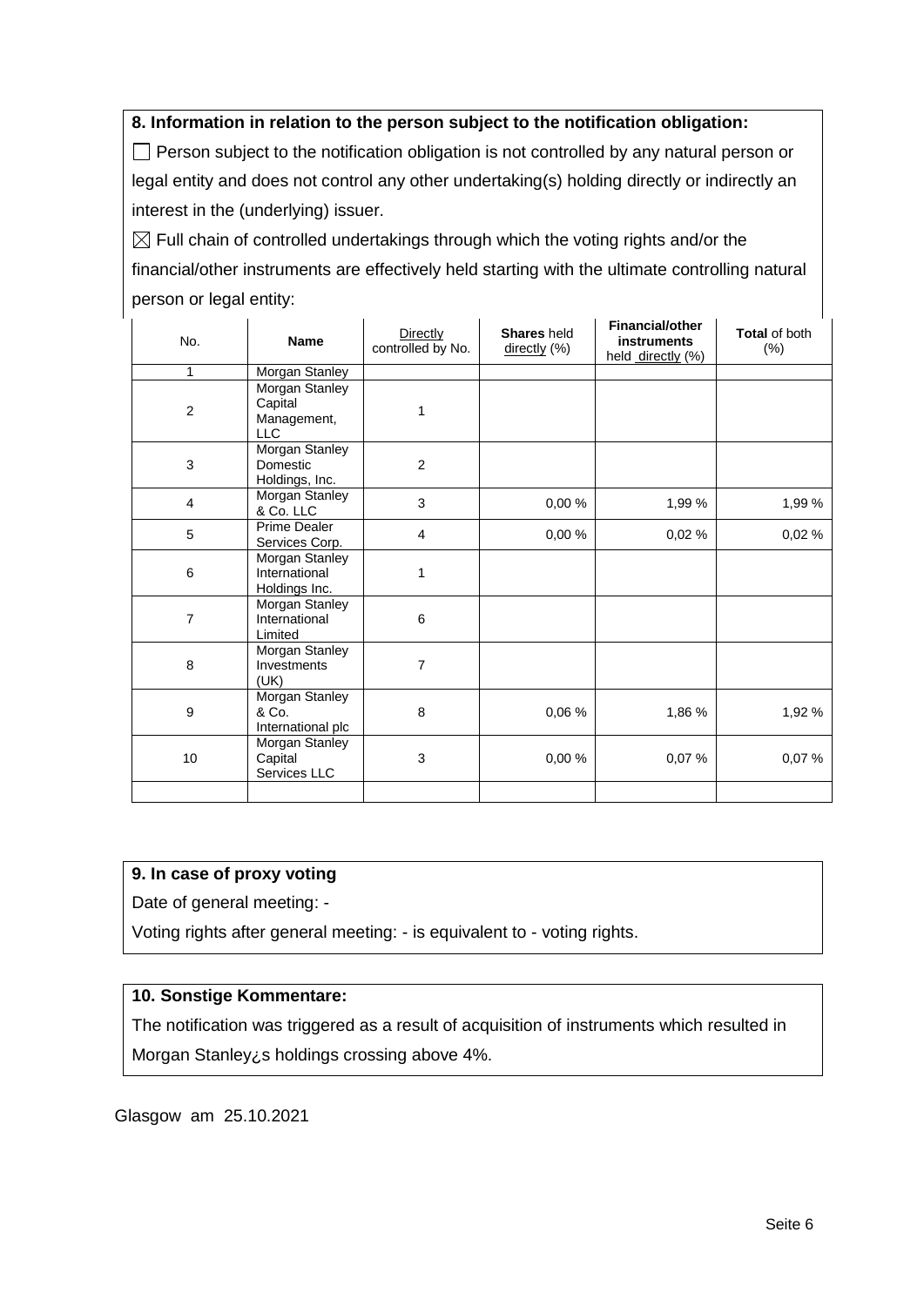**8. Information in relation to the person subject to the notification obligation:**

☐ Person subject to the notification obligation is not controlled by any natural person or legal entity and does not control any other undertaking(s) holding directly or indirectly an interest in the (underlying) issuer.

☒ Full chain of controlled undertakings through which the voting rights and/or the financial/other instruments are effectively held starting with the ultimate controlling natural person or legal entity:

| No. | Name | Directly controlled by No. | **Shares** held directly (%) | **Financial/other instruments** held directly (%) | **Total** of both (%) |
|---|---|---|---|---|---|
| 1 | Morgan Stanley | | | | |
| 2 | Morgan Stanley Capital Management, LLC | 1 | | | |
| 3 | Morgan Stanley Domestic Holdings, Inc. | 2 | | | |
| 4 | Morgan Stanley & Co. LLC | 3 | 0,00 % | 1,99 % | 1,99 % |
| 5 | Prime Dealer Services Corp. | 4 | 0,00 % | 0,02 % | 0,02 % |
| 6 | Morgan Stanley International Holdings Inc. | 1 | | | |
| 7 | Morgan Stanley International Limited | 6 | | | |
| 8 | Morgan Stanley Investments (UK) | 7 | | | |
| 9 | Morgan Stanley & Co. International plc | 8 | 0,06 % | 1,86 % | 1,92 % |
| 10 | Morgan Stanley Capital Services LLC | 3 | 0,00 % | 0,07 % | 0,07 % |
| | | | | | |

**9. In case of proxy voting**

Date of general meeting: -

Voting rights after general meeting: - is equivalent to - voting rights.

**10. Sonstige Kommentare:**

The notification was triggered as a result of acquisition of instruments which resulted in Morgan Stanley¿s holdings crossing above 4%.

Glasgow am 25.10.2021